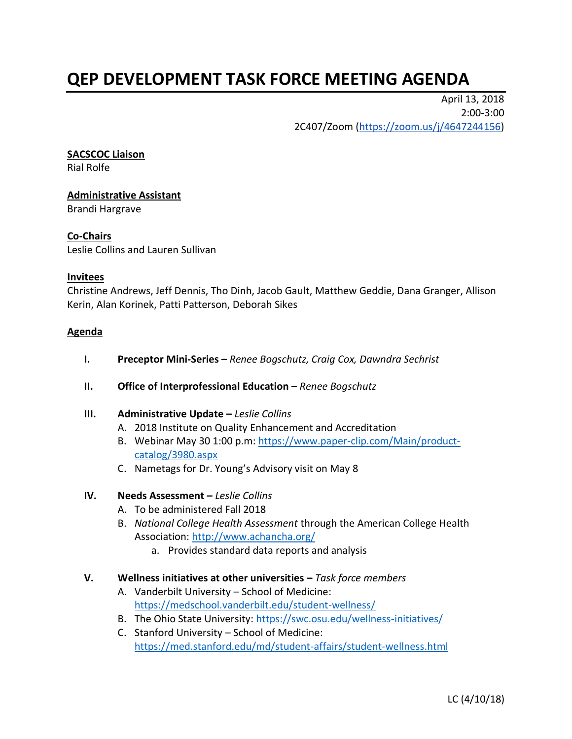# QEP DEVELOPMENT TASK FORCE MEETING AGENDA

April 13, 2018
2:00-3:00
2C407/Zoom (https://zoom.us/j/4647244156)

**SACSCOC Liaison**
Rial Rolfe

**Administrative Assistant**
Brandi Hargrave

**Co-Chairs**
Leslie Collins and Lauren Sullivan

**Invitees**
Christine Andrews, Jeff Dennis, Tho Dinh, Jacob Gault, Matthew Geddie, Dana Granger, Allison Kerin, Alan Korinek, Patti Patterson, Deborah Sikes

**Agenda**

I. **Preceptor Mini-Series –** *Renee Bogschutz, Craig Cox, Dawndra Sechrist*

II. **Office of Interprofessional Education –** *Renee Bogschutz*

III. **Administrative Update –** *Leslie Collins*
   A. 2018 Institute on Quality Enhancement and Accreditation
   B. Webinar May 30 1:00 p.m: https://www.paper-clip.com/Main/product-catalog/3980.aspx
   C. Nametags for Dr. Young's Advisory visit on May 8

IV. **Needs Assessment –** *Leslie Collins*
   A. To be administered Fall 2018
   B. *National College Health Assessment* through the American College Health Association: http://www.achancha.org/
      a. Provides standard data reports and analysis

V. **Wellness initiatives at other universities –** *Task force members*
   A. Vanderbilt University – School of Medicine: https://medschool.vanderbilt.edu/student-wellness/
   B. The Ohio State University: https://swc.osu.edu/wellness-initiatives/
   C. Stanford University – School of Medicine: https://med.stanford.edu/md/student-affairs/student-wellness.html

LC (4/10/18)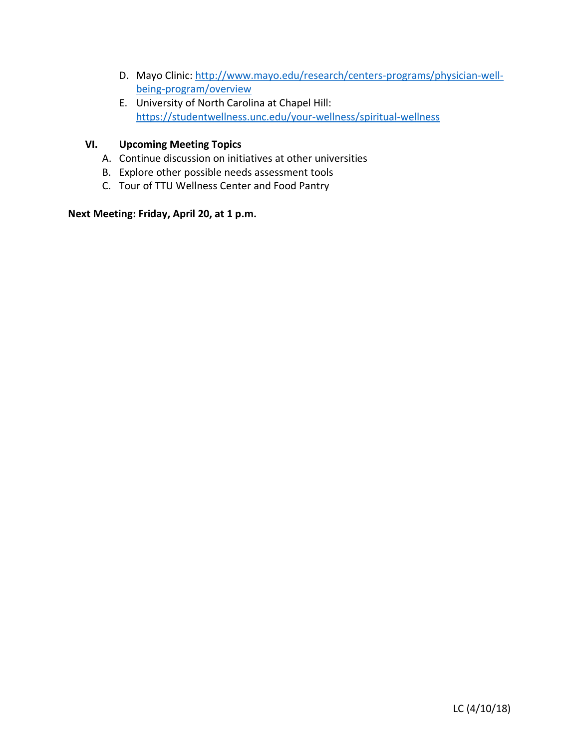D. Mayo Clinic: http://www.mayo.edu/research/centers-programs/physician-well-being-program/overview

E. University of North Carolina at Chapel Hill: https://studentwellness.unc.edu/your-wellness/spiritual-wellness

## VI. Upcoming Meeting Topics

A. Continue discussion on initiatives at other universities

B. Explore other possible needs assessment tools

C. Tour of TTU Wellness Center and Food Pantry

**Next Meeting: Friday, April 20, at 1 p.m.**

LC (4/10/18)